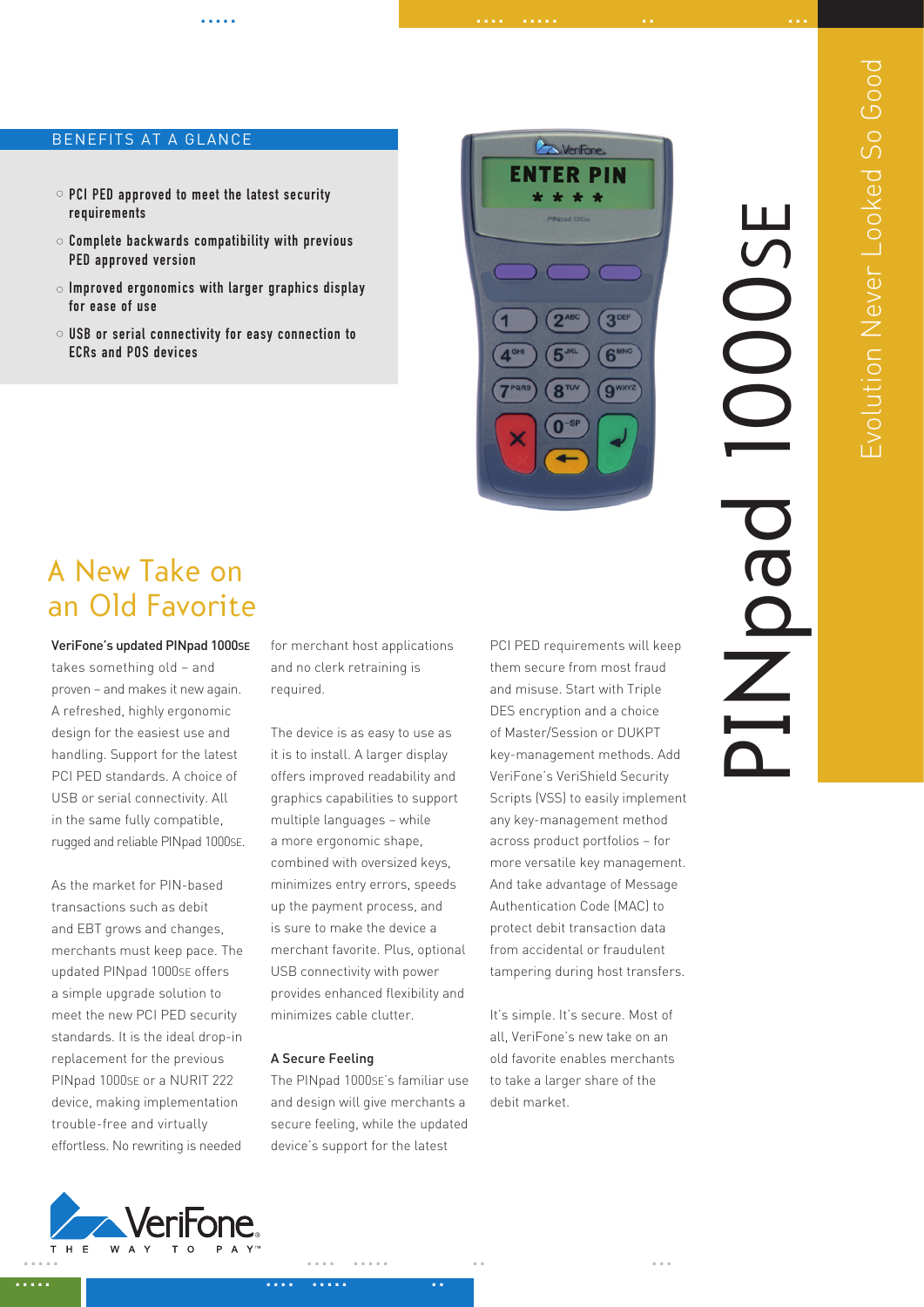# PINpad 1000SE

Evolution Never Looked So Good

## BENEFITS AT A GLANCE

- PCI PED approved to meet the latest security requirements
- Complete backwards compatibility with previous PED approved version
- Improved ergonomics with larger graphics display for ease of use
- USB or serial connectivity for easy connection to ECRs and POS devices

## A New Take on an Old Favorite

**VeriFone's updated PINpad 1000SE** takes something old – and proven – and makes it new again. A refreshed, highly ergonomic design for the easiest use and handling. Support for the latest PCI PED standards. A choice of USB or serial connectivity. All in the same fully compatible, rugged and reliable PINpad 1000SE.

As the market for PIN-based transactions such as debit and EBT grows and changes, merchants must keep pace. The updated PINpad 1000SE offers a simple upgrade solution to meet the new PCI PED security standards. It is the ideal drop-in replacement for the previous PINpad 1000SE or a NURIT 222 device, making implementation trouble-free and virtually effortless. No rewriting is needed for merchant host applications and no clerk retraining is required.

The device is as easy to use as it is to install. A larger display offers improved readability and graphics capabilities to support multiple languages – while a more ergonomic shape, combined with oversized keys, minimizes entry errors, speeds up the payment process, and is sure to make the device a merchant favorite. Plus, optional USB connectivity with power provides enhanced flexibility and minimizes cable clutter.

### A Secure Feeling

The PINpad 1000SE's familiar use and design will give merchants a secure feeling, while the updated device's support for the latest PCI PED requirements will keep them secure from most fraud and misuse. Start with Triple DES encryption and a choice of Master/Session or DUKPT key-management methods. Add VeriFone's VeriShield Security Scripts (VSS) to easily implement any key-management method across product portfolios – for more versatile key management. And take advantage of Message Authentication Code (MAC) to protect debit transaction data from accidental or fraudulent tampering during host transfers.

It's simple. It's secure. Most of all, VeriFone's new take on an old favorite enables merchants to take a larger share of the debit market.

VeriFone THE WAY TO PAY™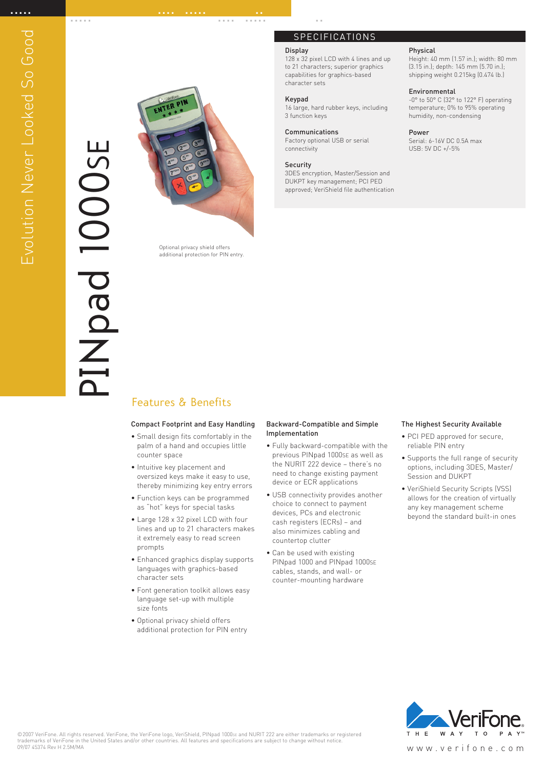Evolution Never Looked So Good

# PINpad 1000SE

Optional privacy shield offers additional protection for PIN entry.

## SPECIFICATIONS

**Display**
128 x 32 pixel LCD with 4 lines and up to 21 characters; superior graphics capabilities for graphics-based character sets

**Keypad**
16 large, hard rubber keys, including 3 function keys

**Communications**
Factory optional USB or serial connectivity

**Security**
3DES encryption, Master/Session and DUKPT key management; PCI PED approved; VeriShield file authentication

**Physical**
Height: 40 mm (1.57 in.); width: 80 mm (3.15 in.); depth: 145 mm (5.70 in.); shipping weight 0.215kg (0.474 lb.)

**Environmental**
-0° to 50° C (32° to 122° F) operating temperature; 0% to 95% operating humidity, non-condensing

**Power**
Serial: 6-16V DC 0.5A max
USB: 5V DC +/-5%

## Features & Benefits

### Compact Footprint and Easy Handling

- Small design fits comfortably in the palm of a hand and occupies little counter space
- Intuitive key placement and oversized keys make it easy to use, thereby minimizing key entry errors
- Function keys can be programmed as "hot" keys for special tasks
- Large 128 x 32 pixel LCD with four lines and up to 21 characters makes it extremely easy to read screen prompts
- Enhanced graphics display supports languages with graphics-based character sets
- Font generation toolkit allows easy language set-up with multiple size fonts
- Optional privacy shield offers additional protection for PIN entry

### Backward-Compatible and Simple Implementation

- Fully backward-compatible with the previous PINpad 1000SE as well as the NURIT 222 device – there's no need to change existing payment device or ECR applications
- USB connectivity provides another choice to connect to payment devices, PCs and electronic cash registers (ECRs) – and also minimizes cabling and countertop clutter
- Can be used with existing PINpad 1000 and PINpad 1000SE cables, stands, and wall- or counter-mounting hardware

### The Highest Security Available

- PCI PED approved for secure, reliable PIN entry
- Supports the full range of security options, including 3DES, Master/Session and DUKPT
- VeriShield Security Scripts (VSS) allows for the creation of virtually any key management scheme beyond the standard built-in ones

VeriFone
THE WAY TO PAY™
www.verifone.com

©2007 VeriFone. All rights reserved. VeriFone, the VeriFone logo, VeriShield, PINpad 1000SE and NURIT 222 are either trademarks or registered trademarks of VeriFone in the United States and/or other countries. All features and specifications are subject to change without notice.
09/07 45374 Rev H 2.5M/MA